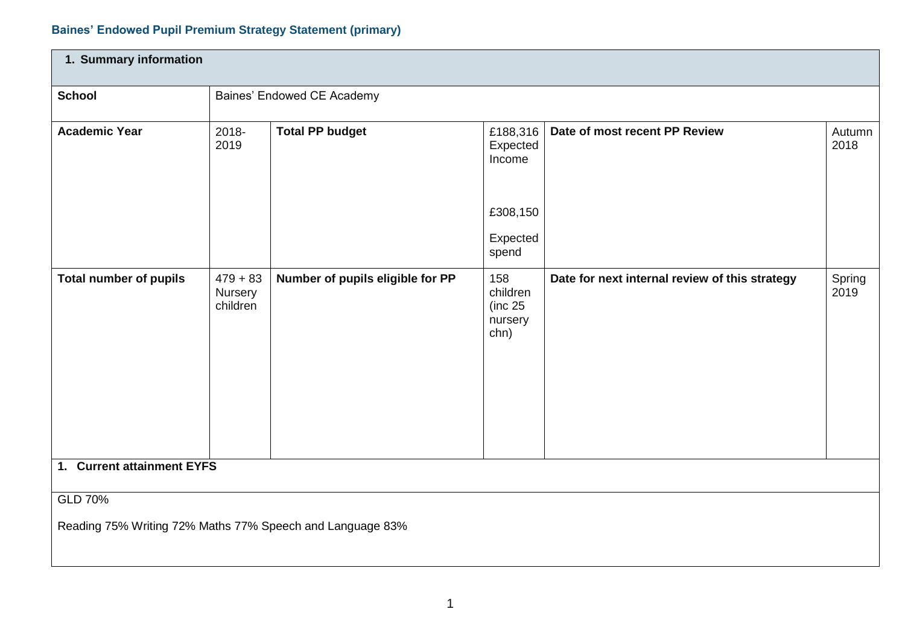## Baines' Endowed Pupil Premium Strategy Statement (primary)

| **1. Summary information** | | | | | |
|---|---|---|---|---|---|
| **School** | Baines' Endowed CE Academy | | | | |
| **Academic Year** | 2018-2019 | **Total PP budget** | £188,316 Expected Income<br><br>£308,150<br><br>Expected spend | **Date of most recent PP Review** | Autumn 2018 |
| **Total number of pupils** | 479 + 83 Nursery children | **Number of pupils eligible for PP** | 158 children (inc 25 nursery chn) | **Date for next internal review of this strategy** | Spring 2019 |

| **1. Current attainment EYFS** |
|---|
| GLD 70%<br><br>Reading 75% Writing 72% Maths 77% Speech and Language 83% |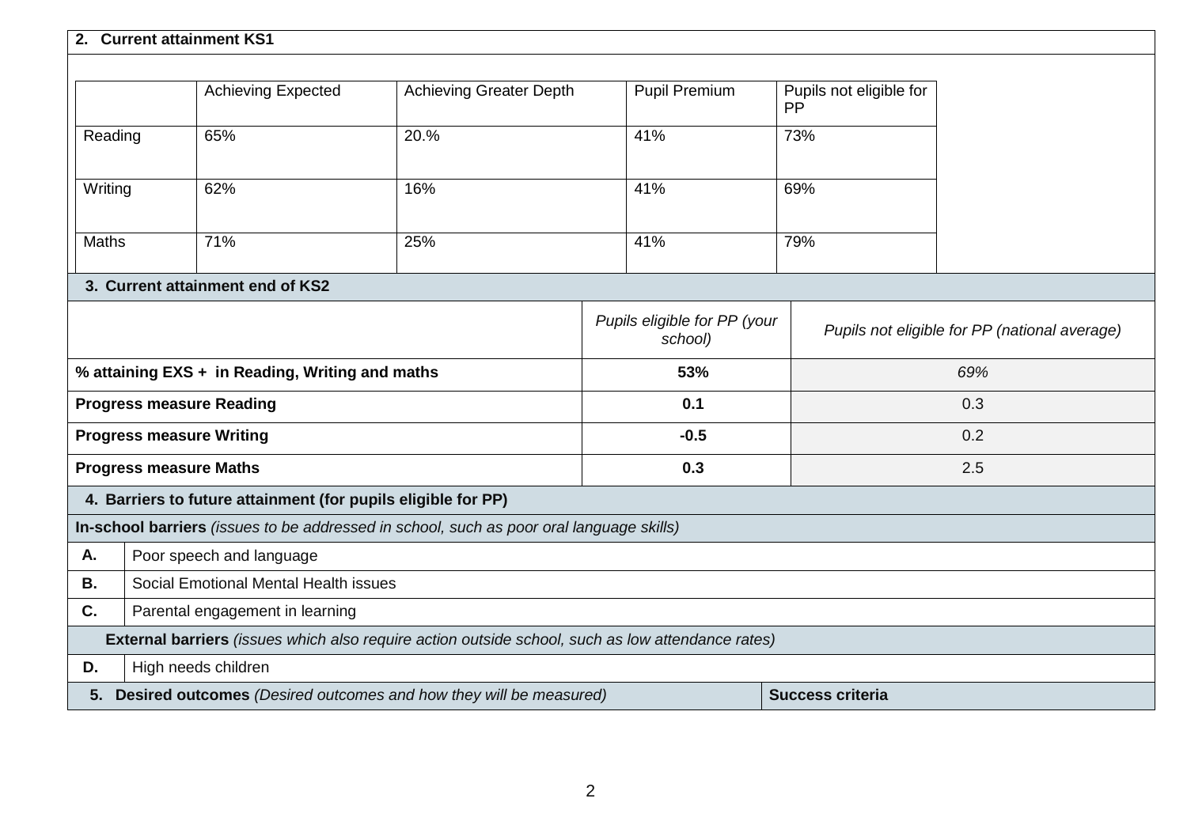## 2. Current attainment KS1

| | Achieving Expected | Achieving Greater Depth | Pupil Premium | Pupils not eligible for PP |
|---|---|---|---|---|
| Reading | 65% | 20.% | 41% | 73% |
| Writing | 62% | 16% | 41% | 69% |
| Maths | 71% | 25% | 41% | 79% |

## 3. Current attainment end of KS2

| | *Pupils eligible for PP (your school)* | *Pupils not eligible for PP (national average)* |
|---|---|---|
| **% attaining EXS + in Reading, Writing and maths** | **53%** | *69%* |
| **Progress measure Reading** | **0.1** | 0.3 |
| **Progress measure Writing** | **-0.5** | 0.2 |
| **Progress measure Maths** | **0.3** | 2.5 |

## 4. Barriers to future attainment (for pupils eligible for PP)

**In-school barriers** *(issues to be addressed in school, such as poor oral language skills)*

| | |
|---|---|
| **A.** | Poor speech and language |
| **B.** | Social Emotional Mental Health issues |
| **C.** | Parental engagement in learning |

**External barriers** *(issues which also require action outside school, such as low attendance rates)*

| | |
|---|---|
| **D.** | High needs children |

## 5. Desired outcomes *(Desired outcomes and how they will be measured)*

| **5. Desired outcomes** *(Desired outcomes and how they will be measured)* | **Success criteria** |
|---|---|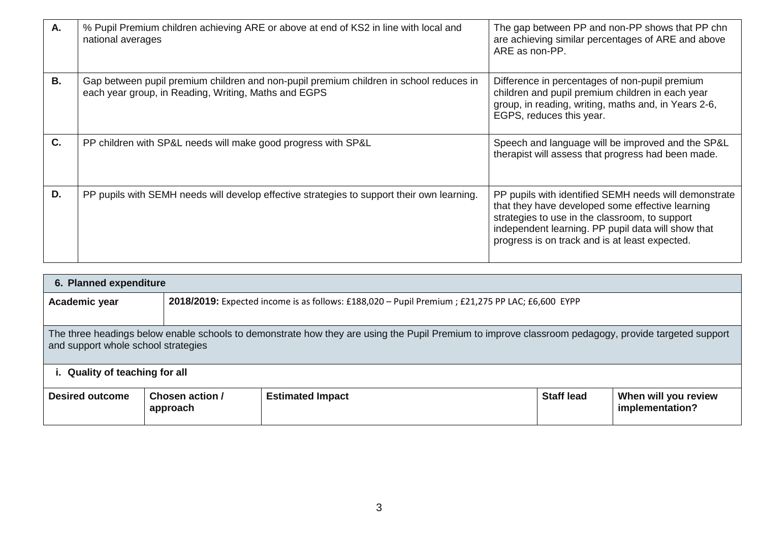| | | |
|---|---|---|
| **A.** | % Pupil Premium children achieving ARE or above at end of KS2 in line with local and national averages | The gap between PP and non-PP shows that PP chn are achieving similar percentages of ARE and above ARE as non-PP. |
| **B.** | Gap between pupil premium children and non-pupil premium children in school reduces in each year group, in Reading, Writing, Maths and EGPS | Difference in percentages of non-pupil premium children and pupil premium children in each year group, in reading, writing, maths and, in Years 2-6, EGPS, reduces this year. |
| **C.** | PP children with SP&L needs will make good progress with SP&L | Speech and language will be improved and the SP&L therapist will assess that progress had been made. |
| **D.** | PP pupils with SEMH needs will develop effective strategies to support their own learning. | PP pupils with identified SEMH needs will demonstrate that they have developed some effective learning strategies to use in the classroom, to support independent learning. PP pupil data will show that progress is on track and is at least expected. |

## 6. Planned expenditure

| | |
|---|---|
| **Academic year** | **2018/2019:** Expected income is as follows: £188,020 – Pupil Premium ; £21,275 PP LAC; £6,600 EYPP |

The three headings below enable schools to demonstrate how they are using the Pupil Premium to improve classroom pedagogy, provide targeted support and support whole school strategies

### i. Quality of teaching for all

| Desired outcome | Chosen action / approach | Estimated Impact | Staff lead | When will you review implementation? |
|---|---|---|---|---|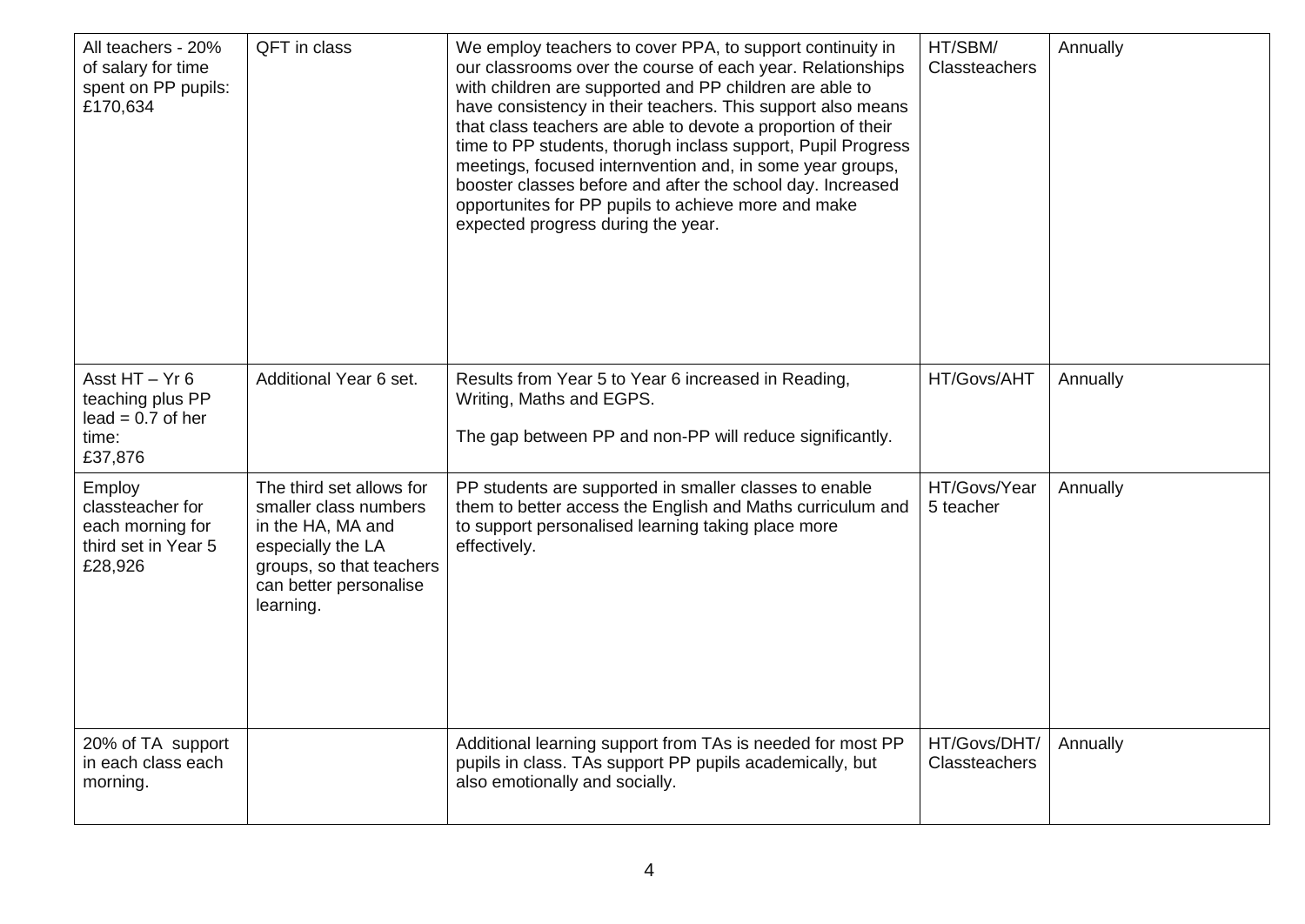| All teachers - 20% of salary for time spent on PP pupils: £170,634 | QFT in class | We employ teachers to cover PPA, to support continuity in our classrooms over the course of each year. Relationships with children are supported and PP children are able to have consistency in their teachers. This support also means that class teachers are able to devote a proportion of their time to PP students, thorugh inclass support, Pupil Progress meetings, focused internvention and, in some year groups, booster classes before and after the school day. Increased opportunites for PP pupils to achieve more and make expected progress during the year. | HT/SBM/ Classteachers | Annually |
|---|---|---|---|---|
| Asst HT – Yr 6 teaching plus PP lead = 0.7 of her time: £37,876 | Additional Year 6 set. | Results from Year 5 to Year 6 increased in Reading, Writing, Maths and EGPS.<br><br>The gap between PP and non-PP will reduce significantly. | HT/Govs/AHT | Annually |
| Employ classteacher for each morning for third set in Year 5 £28,926 | The third set allows for smaller class numbers in the HA, MA and especially the LA groups, so that teachers can better personalise learning. | PP students are supported in smaller classes to enable them to better access the English and Maths curriculum and to support personalised learning taking place more effectively. | HT/Govs/Year 5 teacher | Annually |
| 20% of TA support in each class each morning. | | Additional learning support from TAs is needed for most PP pupils in class. TAs support PP pupils academically, but also emotionally and socially. | HT/Govs/DHT/ Classteachers | Annually |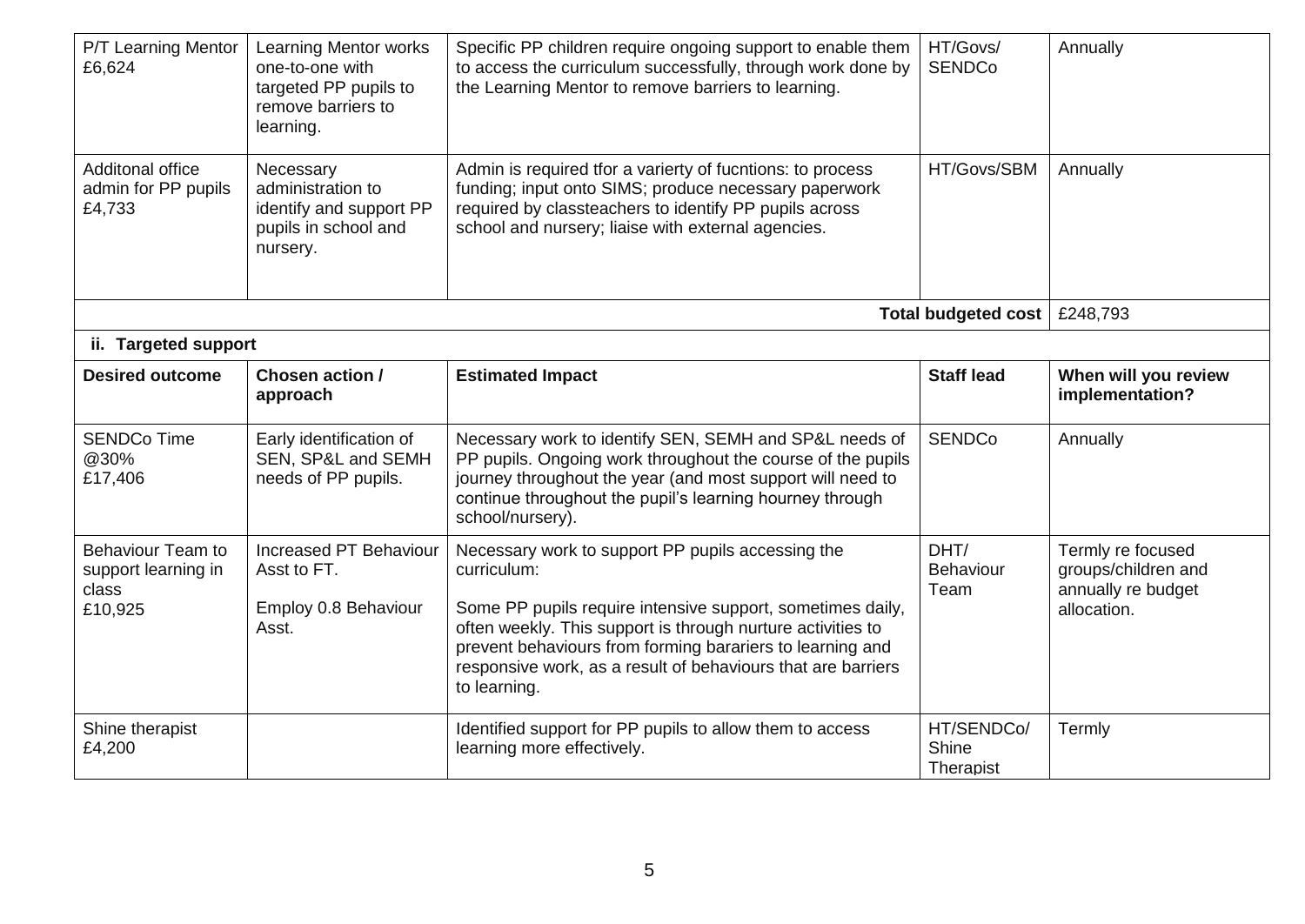| | | | | |
|---|---|---|---|---|
| P/T Learning Mentor £6,624 | Learning Mentor works one-to-one with targeted PP pupils to remove barriers to learning. | Specific PP children require ongoing support to enable them to access the curriculum successfully, through work done by the Learning Mentor to remove barriers to learning. | HT/Govs/ SENDCo | Annually |
| Additonal office admin for PP pupils £4,733 | Necessary administration to identify and support PP pupils in school and nursery. | Admin is required tfor a varierty of fucntions: to process funding; input onto SIMS; produce necessary paperwork required by classteachers to identify PP pupils across school and nursery; liaise with external agencies. | HT/Govs/SBM | Annually |
| | | | **Total budgeted cost** | £248,793 |

**ii. Targeted support**

| Desired outcome | Chosen action / approach | Estimated Impact | Staff lead | When will you review implementation? |
|---|---|---|---|---|
| SENDCo Time @30% £17,406 | Early identification of SEN, SP&L and SEMH needs of PP pupils. | Necessary work to identify SEN, SEMH and SP&L needs of PP pupils. Ongoing work throughout the course of the pupils journey throughout the year (and most support will need to continue throughout the pupil's learning hourney through school/nursery). | SENDCo | Annually |
| Behaviour Team to support learning in class £10,925 | Increased PT Behaviour Asst to FT.<br><br>Employ 0.8 Behaviour Asst. | Necessary work to support PP pupils accessing the curriculum:<br><br>Some PP pupils require intensive support, sometimes daily, often weekly. This support is through nurture activities to prevent behaviours from forming barariers to learning and responsive work, as a result of behaviours that are barriers to learning. | DHT/ Behaviour Team | Termly re focused groups/children and annually re budget allocation. |
| Shine therapist £4,200 | | Identified support for PP pupils to allow them to access learning more effectively. | HT/SENDCo/ Shine Therapist | Termly |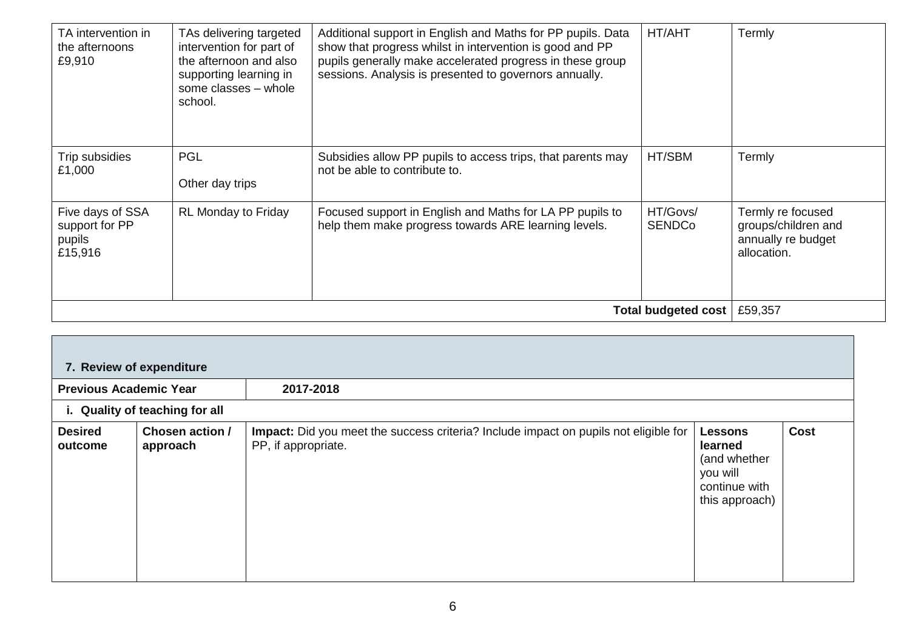| | | | | |
|---|---|---|---|---|
| TA intervention in the afternoons £9,910 | TAs delivering targeted intervention for part of the afternoon and also supporting learning in some classes – whole school. | Additional support in English and Maths for PP pupils. Data show that progress whilst in intervention is good and PP pupils generally make accelerated progress in these group sessions. Analysis is presented to governors annually. | HT/AHT | Termly |
| Trip subsidies £1,000 | PGL<br><br>Other day trips | Subsidies allow PP pupils to access trips, that parents may not be able to contribute to. | HT/SBM | Termly |
| Five days of SSA support for PP pupils £15,916 | RL Monday to Friday | Focused support in English and Maths for LA PP pupils to help them make progress towards ARE learning levels. | HT/Govs/ SENDCo | Termly re focused groups/children and annually re budget allocation. |
| | | | **Total budgeted cost** | £59,357 |

| **7. Review of expenditure** | | | | |
|---|---|---|---|---|
| **Previous Academic Year** | | **2017-2018** | | |
| **i. Quality of teaching for all** | | | | |
| **Desired outcome** | **Chosen action / approach** | **Impact:** Did you meet the success criteria? Include impact on pupils not eligible for PP, if appropriate. | **Lessons learned** (and whether you will continue with this approach) | **Cost** |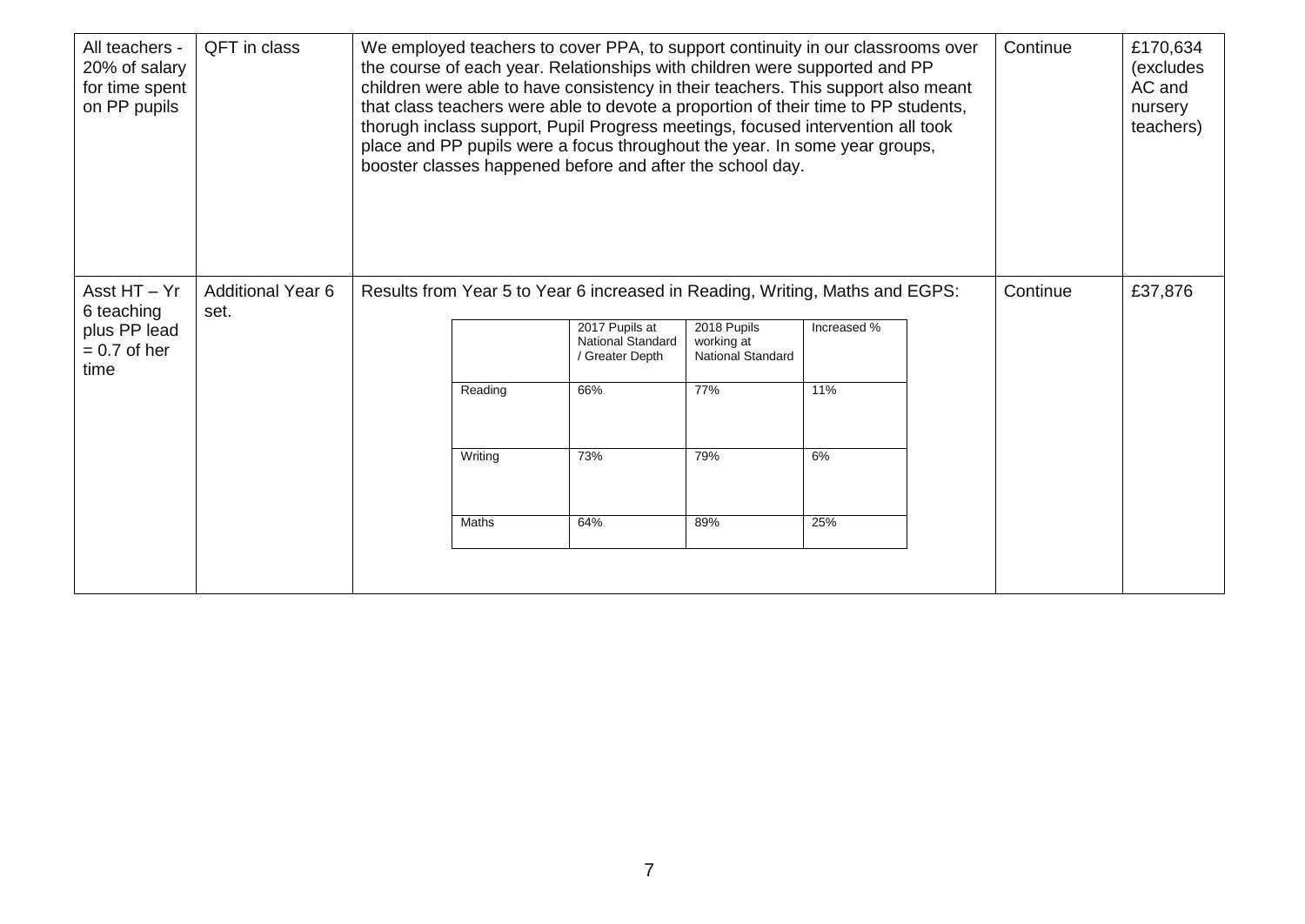| | | | | |
|---|---|---|---|---|
| All teachers - 20% of salary for time spent on PP pupils | QFT in class | We employed teachers to cover PPA, to support continuity in our classrooms over the course of each year. Relationships with children were supported and PP children were able to have consistency in their teachers. This support also meant that class teachers were able to devote a proportion of their time to PP students, thorugh inclass support, Pupil Progress meetings, focused intervention all took place and PP pupils were a focus throughout the year. In some year groups, booster classes happened before and after the school day. | Continue | £170,634 (excludes AC and nursery teachers) |
| Asst HT – Yr 6 teaching plus PP lead = 0.7 of her time | Additional Year 6 set. | Results from Year 5 to Year 6 increased in Reading, Writing, Maths and EGPS:<br><br>Reading — 2017 Pupils at National Standard / Greater Depth: 66%; 2018 Pupils working at National Standard: 77%; Increased %: 11%<br>Writing — 2017 Pupils at National Standard / Greater Depth: 73%; 2018 Pupils working at National Standard: 79%; Increased %: 6%<br>Maths — 2017 Pupils at National Standard / Greater Depth: 64%; 2018 Pupils working at National Standard: 89%; Increased %: 25% | Continue | £37,876 |

| | 2017 Pupils at National Standard / Greater Depth | 2018 Pupils working at National Standard | Increased % |
|---|---|---|---|
| Reading | 66% | 77% | 11% |
| Writing | 73% | 79% | 6% |
| Maths | 64% | 89% | 25% |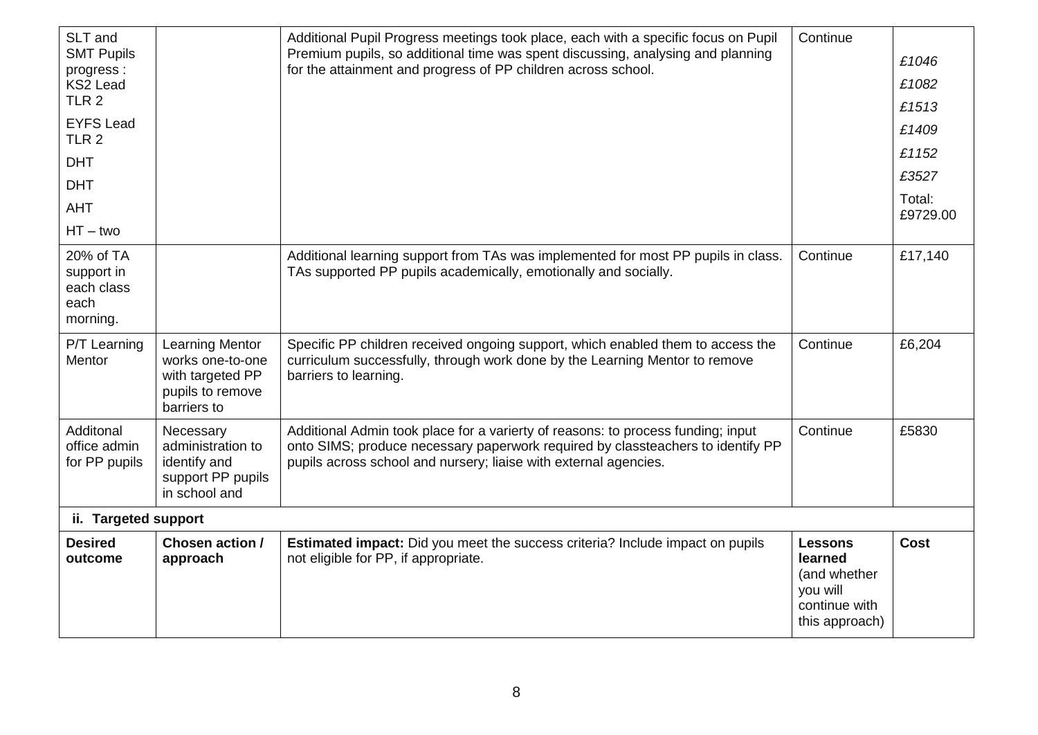| | | | | |
|---|---|---|---|---|
| SLT and SMT Pupils progress : KS2 Lead TLR 2<br>EYFS Lead TLR 2<br>DHT<br>DHT<br>AHT<br>HT – two | | Additional Pupil Progress meetings took place, each with a specific focus on Pupil Premium pupils, so additional time was spent discussing, analysing and planning for the attainment and progress of PP children across school. | Continue | *£1046*<br>*£1082*<br>*£1513*<br>*£1409*<br>*£1152*<br>*£3527*<br>Total: £9729.00 |
| 20% of TA support in each class each morning. | | Additional learning support from TAs was implemented for most PP pupils in class. TAs supported PP pupils academically, emotionally and socially. | Continue | £17,140 |
| P/T Learning Mentor | Learning Mentor works one-to-one with targeted PP pupils to remove barriers to | Specific PP children received ongoing support, which enabled them to access the curriculum successfully, through work done by the Learning Mentor to remove barriers to learning. | Continue | £6,204 |
| Additonal office admin for PP pupils | Necessary administration to identify and support PP pupils in school and | Additional Admin took place for a varierty of reasons: to process funding; input onto SIMS; produce necessary paperwork required by classteachers to identify PP pupils across school and nursery; liaise with external agencies. | Continue | £5830 |
| **ii. Targeted support** | | | | |
| **Desired outcome** | **Chosen action / approach** | **Estimated impact:** Did you meet the success criteria? Include impact on pupils not eligible for PP, if appropriate. | **Lessons learned** (and whether you will continue with this approach) | **Cost** |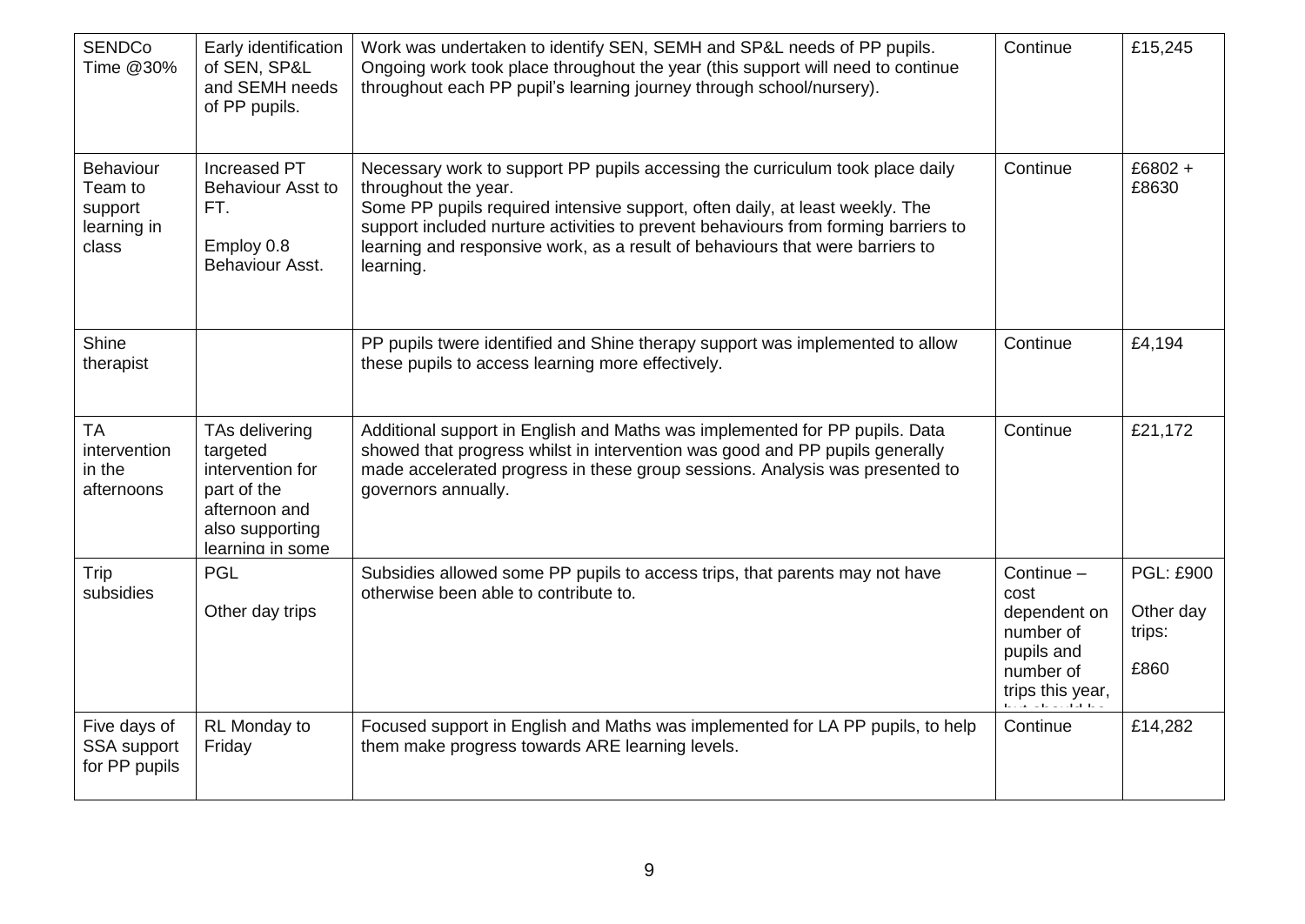| | | | | |
|---|---|---|---|---|
| SENDCo Time @30% | Early identification of SEN, SP&L and SEMH needs of PP pupils. | Work was undertaken to identify SEN, SEMH and SP&L needs of PP pupils. Ongoing work took place throughout the year (this support will need to continue throughout each PP pupil's learning journey through school/nursery). | Continue | £15,245 |
| Behaviour Team to support learning in class | Increased PT Behaviour Asst to FT. Employ 0.8 Behaviour Asst. | Necessary work to support PP pupils accessing the curriculum took place daily throughout the year. Some PP pupils required intensive support, often daily, at least weekly. The support included nurture activities to prevent behaviours from forming barriers to learning and responsive work, as a result of behaviours that were barriers to learning. | Continue | £6802 + £8630 |
| Shine therapist | | PP pupils twere identified and Shine therapy support was implemented to allow these pupils to access learning more effectively. | Continue | £4,194 |
| TA intervention in the afternoons | TAs delivering targeted intervention for part of the afternoon and also supporting learning in some | Additional support in English and Maths was implemented for PP pupils. Data showed that progress whilst in intervention was good and PP pupils generally made accelerated progress in these group sessions. Analysis was presented to governors annually. | Continue | £21,172 |
| Trip subsidies | PGL<br>Other day trips | Subsidies allowed some PP pupils to access trips, that parents may not have otherwise been able to contribute to. | Continue – cost dependent on number of pupils and number of trips this year, | PGL: £900<br>Other day trips: £860 |
| Five days of SSA support for PP pupils | RL Monday to Friday | Focused support in English and Maths was implemented for LA PP pupils, to help them make progress towards ARE learning levels. | Continue | £14,282 |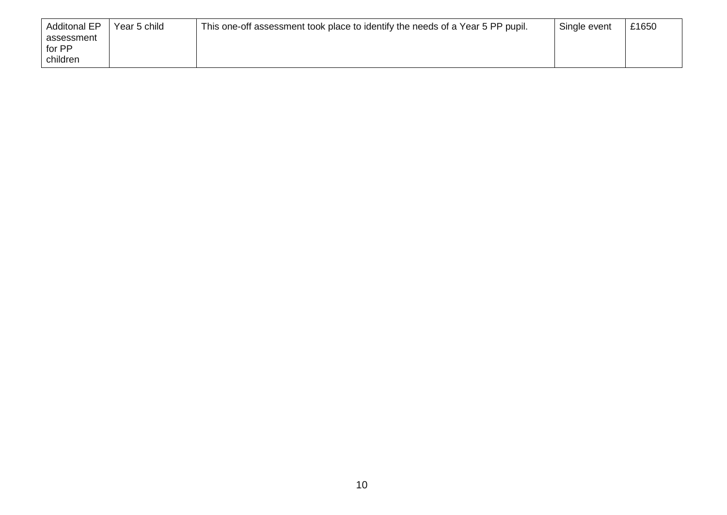| | | | | |
|---|---|---|---|---|
| Additonal EP assessment for PP children | Year 5 child | This one-off assessment took place to identify the needs of a Year 5 PP pupil. | Single event | £1650 |